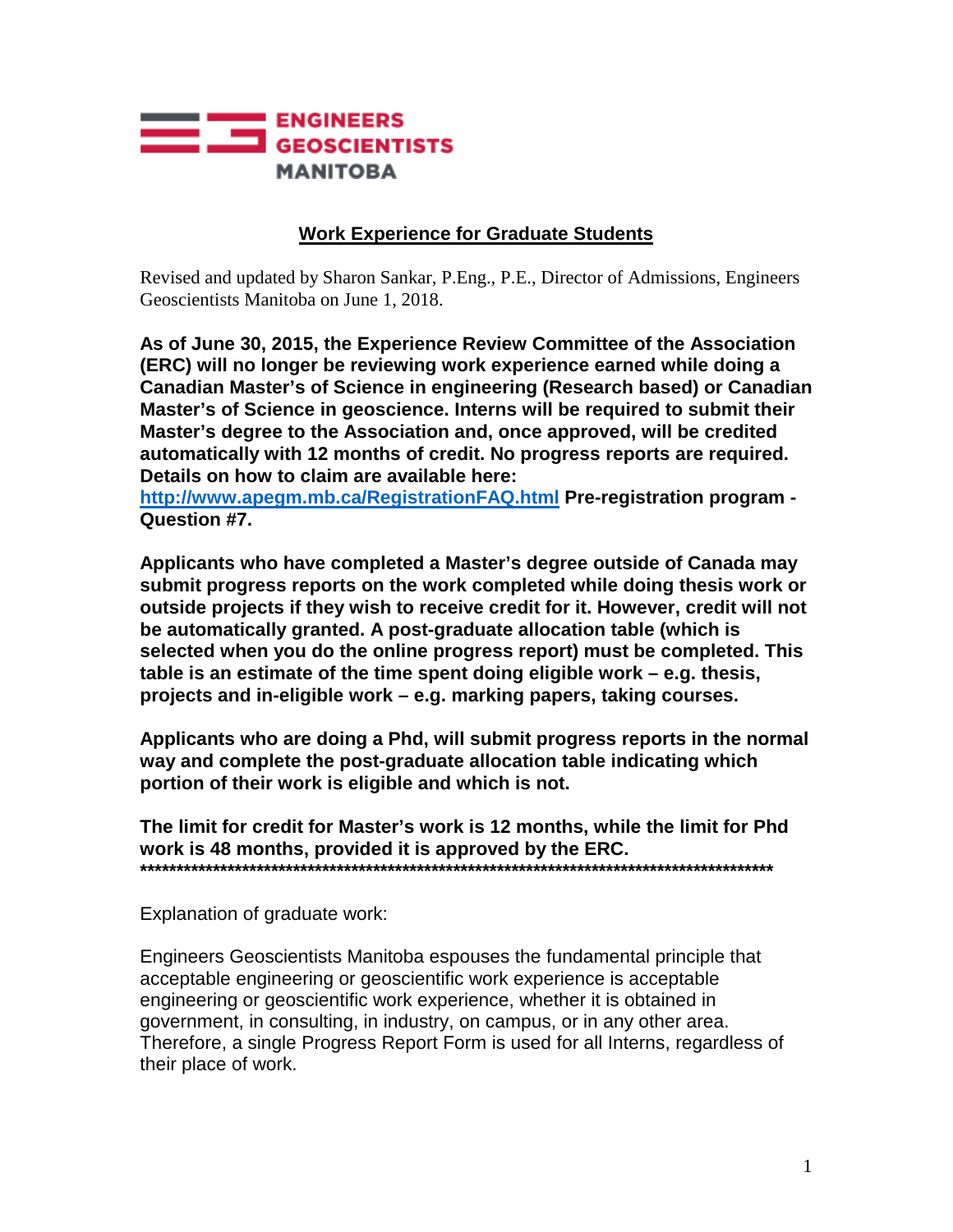ENGINEERS GEOSCIENTISTS MANITOBA

## Work Experience for Graduate Students

Revised and updated by Sharon Sankar, P.Eng., P.E., Director of Admissions, Engineers Geoscientists Manitoba on June 1, 2018.

**As of June 30, 2015, the Experience Review Committee of the Association (ERC) will no longer be reviewing work experience earned while doing a Canadian Master's of Science in engineering (Research based) or Canadian Master's of Science in geoscience. Interns will be required to submit their Master's degree to the Association and, once approved, will be credited automatically with 12 months of credit. No progress reports are required. Details on how to claim are available here: [http://www.apegm.mb.ca/RegistrationFAQ.html](http://www.apegm.mb.ca/RegistrationFAQ.html) Pre-registration program - Question #7.**

**Applicants who have completed a Master's degree outside of Canada may submit progress reports on the work completed while doing thesis work or outside projects if they wish to receive credit for it. However, credit will not be automatically granted. A post-graduate allocation table (which is selected when you do the online progress report) must be completed. This table is an estimate of the time spent doing eligible work – e.g. thesis, projects and in-eligible work – e.g. marking papers, taking courses.**

**Applicants who are doing a Phd, will submit progress reports in the normal way and complete the post-graduate allocation table indicating which portion of their work is eligible and which is not.**

**The limit for credit for Master's work is 12 months, while the limit for Phd work is 48 months, provided it is approved by the ERC.**

*****************************************************************************************

Explanation of graduate work:

Engineers Geoscientists Manitoba espouses the fundamental principle that acceptable engineering or geoscientific work experience is acceptable engineering or geoscientific work experience, whether it is obtained in government, in consulting, in industry, on campus, or in any other area. Therefore, a single Progress Report Form is used for all Interns, regardless of their place of work.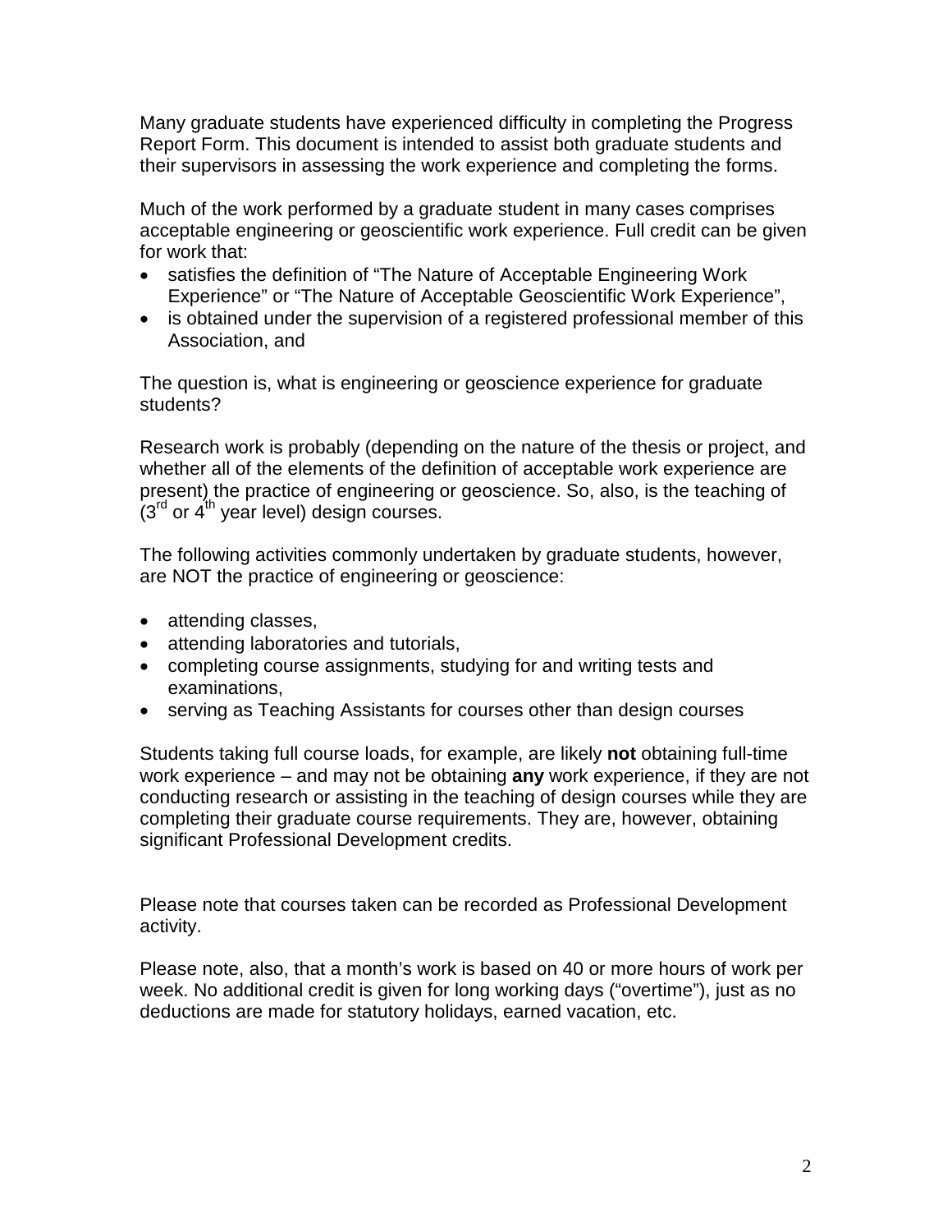Many graduate students have experienced difficulty in completing the Progress Report Form. This document is intended to assist both graduate students and their supervisors in assessing the work experience and completing the forms.

Much of the work performed by a graduate student in many cases comprises acceptable engineering or geoscientific work experience. Full credit can be given for work that:

- satisfies the definition of "The Nature of Acceptable Engineering Work Experience" or "The Nature of Acceptable Geoscientific Work Experience",
- is obtained under the supervision of a registered professional member of this Association, and

The question is, what is engineering or geoscience experience for graduate students?

Research work is probably (depending on the nature of the thesis or project, and whether all of the elements of the definition of acceptable work experience are present) the practice of engineering or geoscience. So, also, is the teaching of (3rd or 4th year level) design courses.

The following activities commonly undertaken by graduate students, however, are NOT the practice of engineering or geoscience:

- attending classes,
- attending laboratories and tutorials,
- completing course assignments, studying for and writing tests and examinations,
- serving as Teaching Assistants for courses other than design courses

Students taking full course loads, for example, are likely **not** obtaining full-time work experience – and may not be obtaining **any** work experience, if they are not conducting research or assisting in the teaching of design courses while they are completing their graduate course requirements. They are, however, obtaining significant Professional Development credits.

Please note that courses taken can be recorded as Professional Development activity.

Please note, also, that a month's work is based on 40 or more hours of work per week. No additional credit is given for long working days ("overtime"), just as no deductions are made for statutory holidays, earned vacation, etc.